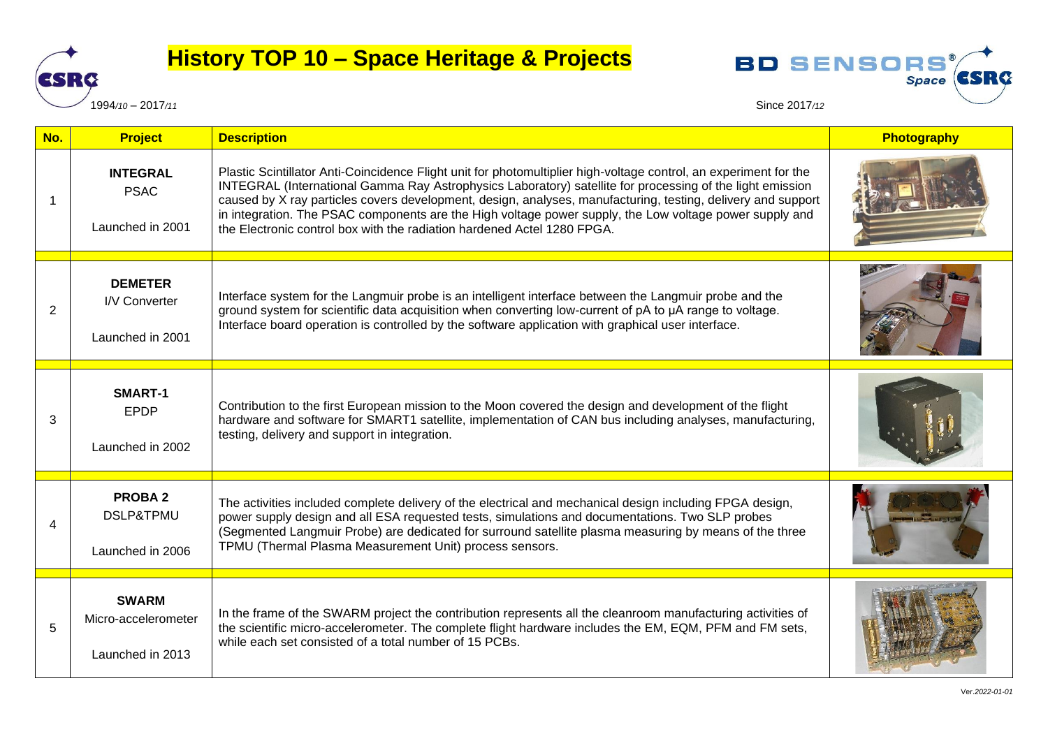# History TOP 10 – Space Heritage & Projects

CSRC 1994*/10* – 2017*/11*

BD SENSORS® Space CSRC Since 2017*/12*

| No. | Project | Description | Photography |
|---|---|---|---|
| 1 | **INTEGRAL**<br>PSAC<br>Launched in 2001 | Plastic Scintillator Anti-Coincidence Flight unit for photomultiplier high-voltage control, an experiment for the INTEGRAL (International Gamma Ray Astrophysics Laboratory) satellite for processing of the light emission caused by X ray particles covers development, design, analyses, manufacturing, testing, delivery and support in integration. The PSAC components are the High voltage power supply, the Low voltage power supply and the Electronic control box with the radiation hardened Actel 1280 FPGA. | |
| 2 | **DEMETER**<br>I/V Converter<br>Launched in 2001 | Interface system for the Langmuir probe is an intelligent interface between the Langmuir probe and the ground system for scientific data acquisition when converting low-current of pA to μA range to voltage. Interface board operation is controlled by the software application with graphical user interface. | |
| 3 | **SMART-1**<br>EPDP<br>Launched in 2002 | Contribution to the first European mission to the Moon covered the design and development of the flight hardware and software for SMART1 satellite, implementation of CAN bus including analyses, manufacturing, testing, delivery and support in integration. | |
| 4 | **PROBA 2**<br>DSLP&TPMU<br>Launched in 2006 | The activities included complete delivery of the electrical and mechanical design including FPGA design, power supply design and all ESA requested tests, simulations and documentations. Two SLP probes (Segmented Langmuir Probe) are dedicated for surround satellite plasma measuring by means of the three TPMU (Thermal Plasma Measurement Unit) process sensors. | |
| 5 | **SWARM**<br>Micro-accelerometer<br>Launched in 2013 | In the frame of the SWARM project the contribution represents all the cleanroom manufacturing activities of the scientific micro-accelerometer. The complete flight hardware includes the EM, EQM, PFM and FM sets, while each set consisted of a total number of 15 PCBs. | |

Ver.*2022-01-01*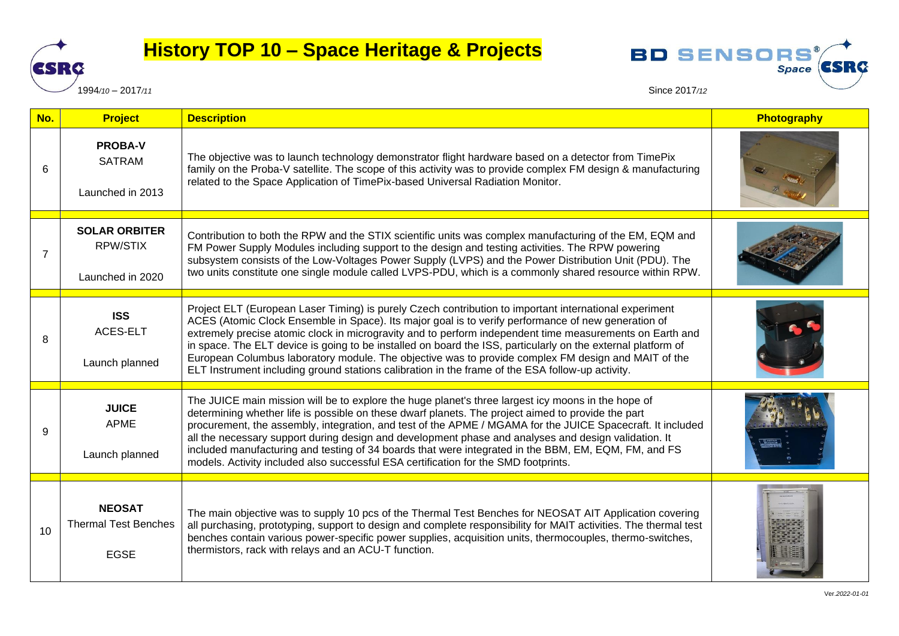# History TOP 10 – Space Heritage & Projects

1994/10 – 2017/11

Since 2017/12

| No. | Project | Description | Photography |
|---|---|---|---|
| 6 | **PROBA-V**<br>SATRAM<br><br>Launched in 2013 | The objective was to launch technology demonstrator flight hardware based on a detector from TimePix family on the Proba-V satellite. The scope of this activity was to provide complex FM design & manufacturing related to the Space Application of TimePix-based Universal Radiation Monitor. | |
| 7 | **SOLAR ORBITER**<br>RPW/STIX<br><br>Launched in 2020 | Contribution to both the RPW and the STIX scientific units was complex manufacturing of the EM, EQM and FM Power Supply Modules including support to the design and testing activities. The RPW powering subsystem consists of the Low-Voltages Power Supply (LVPS) and the Power Distribution Unit (PDU). The two units constitute one single module called LVPS-PDU, which is a commonly shared resource within RPW. | |
| 8 | **ISS**<br>ACES-ELT<br><br>Launch planned | Project ELT (European Laser Timing) is purely Czech contribution to important international experiment ACES (Atomic Clock Ensemble in Space). Its major goal is to verify performance of new generation of extremely precise atomic clock in microgravity and to perform independent time measurements on Earth and in space. The ELT device is going to be installed on board the ISS, particularly on the external platform of European Columbus laboratory module. The objective was to provide complex FM design and MAIT of the ELT Instrument including ground stations calibration in the frame of the ESA follow-up activity. | |
| 9 | **JUICE**<br>APME<br><br>Launch planned | The JUICE main mission will be to explore the huge planet's three largest icy moons in the hope of determining whether life is possible on these dwarf planets. The project aimed to provide the part procurement, the assembly, integration, and test of the APME / MGAMA for the JUICE Spacecraft. It included all the necessary support during design and development phase and analyses and design validation. It included manufacturing and testing of 34 boards that were integrated in the BBM, EM, EQM, FM, and FS models. Activity included also successful ESA certification for the SMD footprints. | |
| 10 | **NEOSAT**<br>Thermal Test Benches<br><br>EGSE | The main objective was to supply 10 pcs of the Thermal Test Benches for NEOSAT AIT Application covering all purchasing, prototyping, support to design and complete responsibility for MAIT activities. The thermal test benches contain various power-specific power supplies, acquisition units, thermocouples, thermo-switches, thermistors, rack with relays and an ACU-T function. | |

Ver.2022-01-01